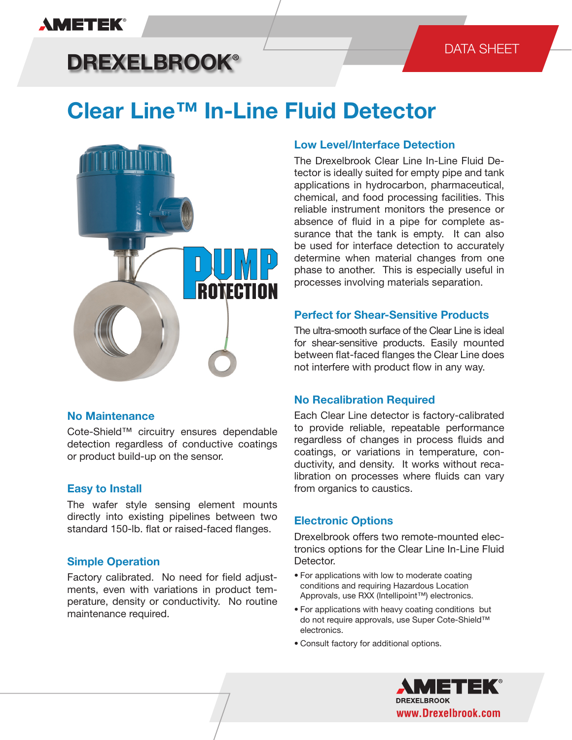AMETEK®

DREXELBROOK®

DATA SHEET

# Clear Line™ In-Line Fluid Detector

PUMP PROTECTION

## Low Level/Interface Detection

The Drexelbrook Clear Line In-Line Fluid Detector is ideally suited for empty pipe and tank applications in hydrocarbon, pharmaceutical, chemical, and food processing facilities. This reliable instrument monitors the presence or absence of fluid in a pipe for complete assurance that the tank is empty. It can also be used for interface detection to accurately determine when material changes from one phase to another. This is especially useful in processes involving materials separation.

## Perfect for Shear-Sensitive Products

The ultra-smooth surface of the Clear Line is ideal for shear-sensitive products. Easily mounted between flat-faced flanges the Clear Line does not interfere with product flow in any way.

## No Recalibration Required

Each Clear Line detector is factory-calibrated to provide reliable, repeatable performance regardless of changes in process fluids and coatings, or variations in temperature, conductivity, and density. It works without recalibration on processes where fluids can vary from organics to caustics.

## No Maintenance

Cote-Shield™ circuitry ensures dependable detection regardless of conductive coatings or product build-up on the sensor.

## Easy to Install

The wafer style sensing element mounts directly into existing pipelines between two standard 150-lb. flat or raised-faced flanges.

## Simple Operation

Factory calibrated. No need for field adjustments, even with variations in product temperature, density or conductivity. No routine maintenance required.

## Electronic Options

Drexelbrook offers two remote-mounted electronics options for the Clear Line In-Line Fluid Detector.

- For applications with low to moderate coating conditions and requiring Hazardous Location Approvals, use RXX (Intellipoint™) electronics.
- For applications with heavy coating conditions but do not require approvals, use Super Cote-Shield™ electronics.
- Consult factory for additional options.

AMETEK® DREXELBROOK

www.Drexelbrook.com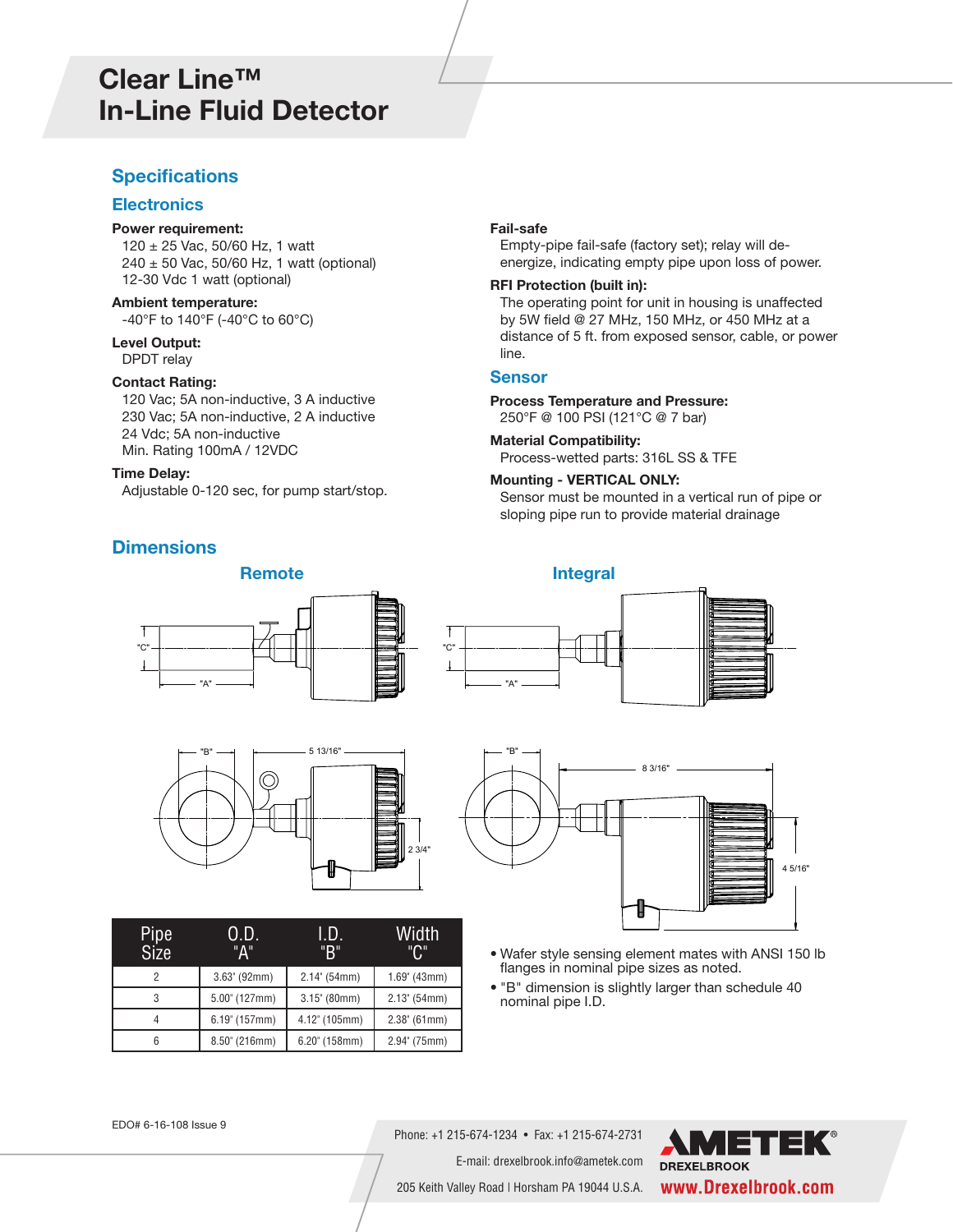# Clear Line™ In-Line Fluid Detector

## Specifications

### Electronics

**Power requirement:**
120 ± 25 Vac, 50/60 Hz, 1 watt
240 ± 50 Vac, 50/60 Hz, 1 watt (optional)
12-30 Vdc 1 watt (optional)

**Ambient temperature:**
-40°F to 140°F (-40°C to 60°C)

**Level Output:**
DPDT relay

**Contact Rating:**
120 Vac; 5A non-inductive, 3 A inductive
230 Vac; 5A non-inductive, 2 A inductive
24 Vdc; 5A non-inductive
Min. Rating 100mA / 12VDC

**Time Delay:**
Adjustable 0-120 sec, for pump start/stop.

**Fail-safe**
Empty-pipe fail-safe (factory set); relay will de-energize, indicating empty pipe upon loss of power.

**RFI Protection (built in):**
The operating point for unit in housing is unaffected by 5W field @ 27 MHz, 150 MHz, or 450 MHz at a distance of 5 ft. from exposed sensor, cable, or power line.

### Sensor

**Process Temperature and Pressure:**
250°F @ 100 PSI (121°C @ 7 bar)

**Material Compatibility:**
Process-wetted parts: 316L SS & TFE

**Mounting - VERTICAL ONLY:**
Sensor must be mounted in a vertical run of pipe or sloping pipe run to provide material drainage

## Dimensions

Remote

"C"
"A"
"B"
5 13/16"
2 3/4"

Integral

"C"
"A"
"B"
8 3/16"
4 5/16"

| Pipe Size | O.D. "A" | I.D. "B" | Width "C" |
|---|---|---|---|
| 2 | 3.63" (92mm) | 2.14" (54mm) | 1.69" (43mm) |
| 3 | 5.00" (127mm) | 3.15" (80mm) | 2.13" (54mm) |
| 4 | 6.19" (157mm) | 4.12" (105mm) | 2.38" (61mm) |
| 6 | 8.50" (216mm) | 6.20" (158mm) | 2.94" (75mm) |

- Wafer style sensing element mates with ANSI 150 lb flanges in nominal pipe sizes as noted.
- "B" dimension is slightly larger than schedule 40 nominal pipe I.D.

EDO# 6-16-108 Issue 9

Phone: +1 215-674-1234 • Fax: +1 215-674-2731
E-mail: drexelbrook.info@ametek.com
205 Keith Valley Road I Horsham PA 19044 U.S.A.

AMETEK® DREXELBROOK
www.Drexelbrook.com